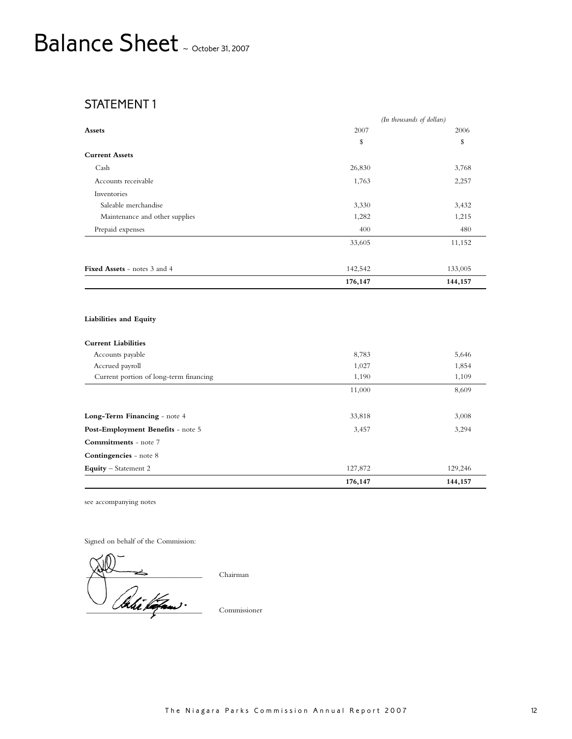# Balance Sheet ~ October 31, 2007

## STATEMENT 1

| | *(In thousands of dollars)* | |
|---|---|---|
| **Assets** | 2007 | 2006 |
| | $ | $ |
| **Current Assets** | | |
| Cash | 26,830 | 3,768 |
| Accounts receivable | 1,763 | 2,257 |
| Inventories | | |
| Saleable merchandise | 3,330 | 3,432 |
| Maintenance and other supplies | 1,282 | 1,215 |
| Prepaid expenses | 400 | 480 |
| | 33,605 | 11,152 |
| **Fixed Assets** - notes 3 and 4 | 142,542 | 133,005 |
| | **176,147** | **144,157** |

| | 2007 | 2006 |
|---|---|---|
| **Liabilities and Equity** | | |
| **Current Liabilities** | | |
| Accounts payable | 8,783 | 5,646 |
| Accrued payroll | 1,027 | 1,854 |
| Current portion of long-term financing | 1,190 | 1,109 |
| | 11,000 | 8,609 |
| **Long-Term Financing** - note 4 | 33,818 | 3,008 |
| **Post-Employment Benefits** - note 5 | 3,457 | 3,294 |
| **Commitments** - note 7 | | |
| **Contingencies** - note 8 | | |
| **Equity** – Statement 2 | 127,872 | 129,246 |
| | **176,147** | **144,157** |

see accompanying notes

Signed on behalf of the Commission:

Chairman

Commissioner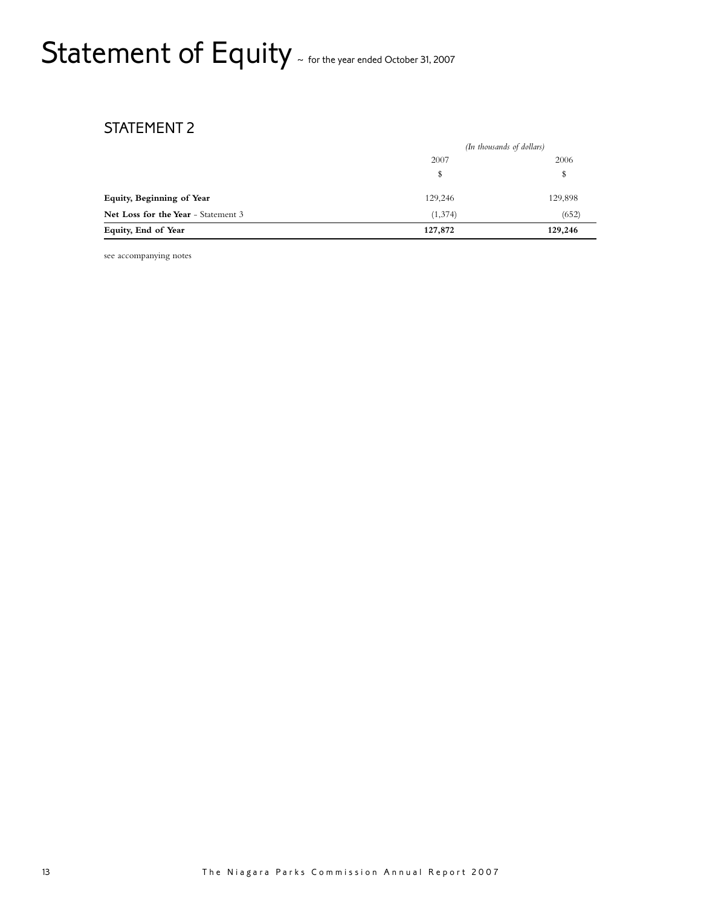# Statement of Equity ~ for the year ended October 31, 2007

## STATEMENT 2

| | *(In thousands of dollars)* | |
|---|---|---|
| | 2007 | 2006 |
| | $ | $ |
| **Equity, Beginning of Year** | 129,246 | 129,898 |
| **Net Loss for the Year** - Statement 3 | (1,374) | (652) |
| **Equity, End of Year** | **127,872** | **129,246** |

see accompanying notes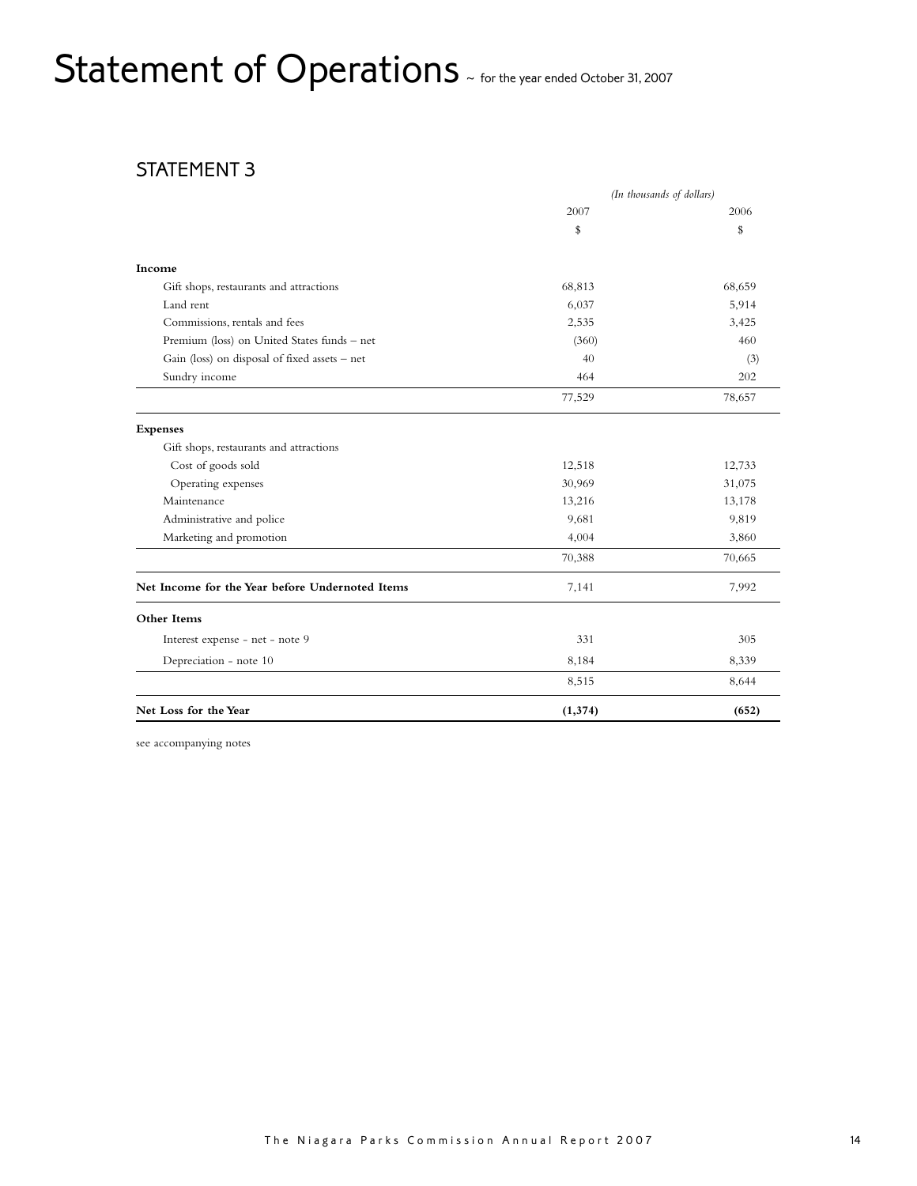# Statement of Operations ~ for the year ended October 31, 2007

## STATEMENT 3

| | *(In thousands of dollars)* | |
|---|---|---|
| | 2007 | 2006 |
| | $ | $ |
| **Income** | | |
| Gift shops, restaurants and attractions | 68,813 | 68,659 |
| Land rent | 6,037 | 5,914 |
| Commissions, rentals and fees | 2,535 | 3,425 |
| Premium (loss) on United States funds – net | (360) | 460 |
| Gain (loss) on disposal of fixed assets – net | 40 | (3) |
| Sundry income | 464 | 202 |
| | 77,529 | 78,657 |
| **Expenses** | | |
| Gift shops, restaurants and attractions | | |
| Cost of goods sold | 12,518 | 12,733 |
| Operating expenses | 30,969 | 31,075 |
| Maintenance | 13,216 | 13,178 |
| Administrative and police | 9,681 | 9,819 |
| Marketing and promotion | 4,004 | 3,860 |
| | 70,388 | 70,665 |
| **Net Income for the Year before Undernoted Items** | 7,141 | 7,992 |
| **Other Items** | | |
| Interest expense - net - note 9 | 331 | 305 |
| Depreciation - note 10 | 8,184 | 8,339 |
| | 8,515 | 8,644 |
| **Net Loss for the Year** | **(1,374)** | **(652)** |

see accompanying notes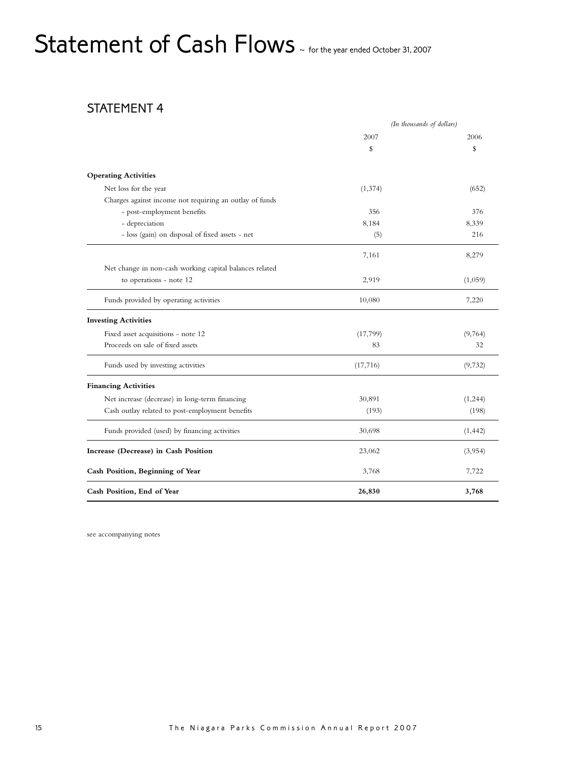# Statement of Cash Flows ~ for the year ended October 31, 2007

## STATEMENT 4

| | *(In thousands of dollars)* | |
|---|---|---|
| | 2007 | 2006 |
| | $ | $ |
| **Operating Activities** | | |
| Net loss for the year | (1,374) | (652) |
| Charges against income not requiring an outlay of funds | | |
| - post-employment benefits | 356 | 376 |
| - depreciation | 8,184 | 8,339 |
| - loss (gain) on disposal of fixed assets - net | (5) | 216 |
| | 7,161 | 8,279 |
| Net change in non-cash working capital balances related to operations - note 12 | 2,919 | (1,059) |
| Funds provided by operating activities | 10,080 | 7,220 |
| **Investing Activities** | | |
| Fixed asset acquisitions - note 12 | (17,799) | (9,764) |
| Proceeds on sale of fixed assets | 83 | 32 |
| Funds used by investing activities | (17,716) | (9,732) |
| **Financing Activities** | | |
| Net increase (decrease) in long-term financing | 30,891 | (1,244) |
| Cash outlay related to post-employment benefits | (193) | (198) |
| Funds provided (used) by financing activities | 30,698 | (1,442) |
| **Increase (Decrease) in Cash Position** | 23,062 | (3,954) |
| **Cash Position, Beginning of Year** | 3,768 | 7,722 |
| **Cash Position, End of Year** | **26,830** | **3,768** |

see accompanying notes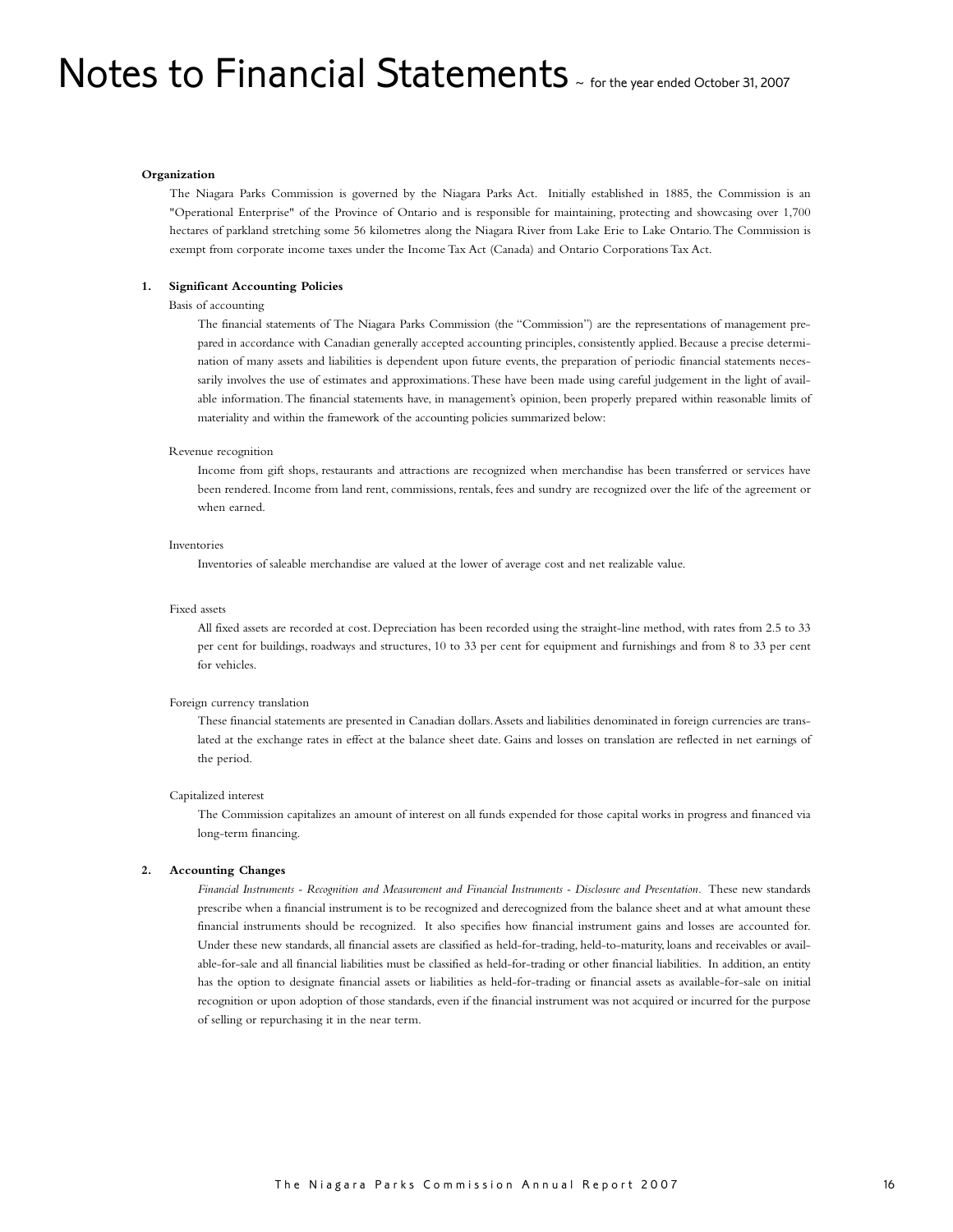# Notes to Financial Statements ~ for the year ended October 31, 2007

**Organization**

The Niagara Parks Commission is governed by the Niagara Parks Act. Initially established in 1885, the Commission is an "Operational Enterprise" of the Province of Ontario and is responsible for maintaining, protecting and showcasing over 1,700 hectares of parkland stretching some 56 kilometres along the Niagara River from Lake Erie to Lake Ontario. The Commission is exempt from corporate income taxes under the Income Tax Act (Canada) and Ontario Corporations Tax Act.

**1. Significant Accounting Policies**

Basis of accounting

The financial statements of The Niagara Parks Commission (the "Commission") are the representations of management prepared in accordance with Canadian generally accepted accounting principles, consistently applied. Because a precise determination of many assets and liabilities is dependent upon future events, the preparation of periodic financial statements necessarily involves the use of estimates and approximations. These have been made using careful judgement in the light of available information. The financial statements have, in management's opinion, been properly prepared within reasonable limits of materiality and within the framework of the accounting policies summarized below:

Revenue recognition

Income from gift shops, restaurants and attractions are recognized when merchandise has been transferred or services have been rendered. Income from land rent, commissions, rentals, fees and sundry are recognized over the life of the agreement or when earned.

Inventories

Inventories of saleable merchandise are valued at the lower of average cost and net realizable value.

Fixed assets

All fixed assets are recorded at cost. Depreciation has been recorded using the straight-line method, with rates from 2.5 to 33 per cent for buildings, roadways and structures, 10 to 33 per cent for equipment and furnishings and from 8 to 33 per cent for vehicles.

Foreign currency translation

These financial statements are presented in Canadian dollars. Assets and liabilities denominated in foreign currencies are translated at the exchange rates in effect at the balance sheet date. Gains and losses on translation are reflected in net earnings of the period.

Capitalized interest

The Commission capitalizes an amount of interest on all funds expended for those capital works in progress and financed via long-term financing.

**2. Accounting Changes**

*Financial Instruments - Recognition and Measurement and Financial Instruments - Disclosure and Presentation.* These new standards prescribe when a financial instrument is to be recognized and derecognized from the balance sheet and at what amount these financial instruments should be recognized. It also specifies how financial instrument gains and losses are accounted for. Under these new standards, all financial assets are classified as held-for-trading, held-to-maturity, loans and receivables or available-for-sale and all financial liabilities must be classified as held-for-trading or other financial liabilities. In addition, an entity has the option to designate financial assets or liabilities as held-for-trading or financial assets as available-for-sale on initial recognition or upon adoption of those standards, even if the financial instrument was not acquired or incurred for the purpose of selling or repurchasing it in the near term.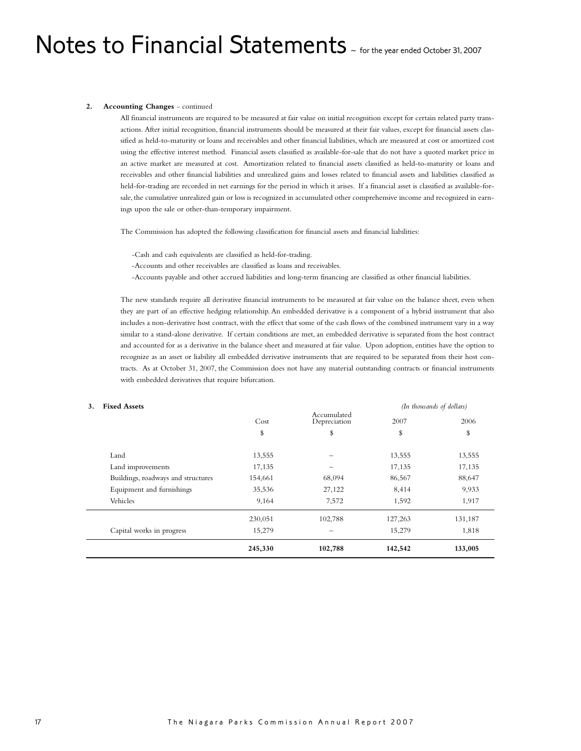# Notes to Financial Statements ~ for the year ended October 31, 2007

**2. Accounting Changes** - continued

All financial instruments are required to be measured at fair value on initial recognition except for certain related party transactions. After initial recognition, financial instruments should be measured at their fair values, except for financial assets classified as held-to-maturity or loans and receivables and other financial liabilities, which are measured at cost or amortized cost using the effective interest method. Financial assets classified as available-for-sale that do not have a quoted market price in an active market are measured at cost. Amortization related to financial assets classified as held-to-maturity or loans and receivables and other financial liabilities and unrealized gains and losses related to financial assets and liabilities classified as held-for-trading are recorded in net earnings for the period in which it arises. If a financial asset is classified as available-for-sale, the cumulative unrealized gain or loss is recognized in accumulated other comprehensive income and recognized in earnings upon the sale or other-than-temporary impairment.

The Commission has adopted the following classification for financial assets and financial liabilities:

- -Cash and cash equivalents are classified as held-for-trading.
- -Accounts and other receivables are classified as loans and receivables.
- -Accounts payable and other accrued liabilities and long-term financing are classified as other financial liabilities.

The new standards require all derivative financial instruments to be measured at fair value on the balance sheet, even when they are part of an effective hedging relationship. An embedded derivative is a component of a hybrid instrument that also includes a non-derivative host contract, with the effect that some of the cash flows of the combined instrument vary in a way similar to a stand-alone derivative. If certain conditions are met, an embedded derivative is separated from the host contract and accounted for as a derivative in the balance sheet and measured at fair value. Upon adoption, entities have the option to recognize as an asset or liability all embedded derivative instruments that are required to be separated from their host contracts. As at October 31, 2007, the Commission does not have any material outstanding contracts or financial instruments with embedded derivatives that require bifurcation.

**3. Fixed Assets**

*(In thousands of dollars)*

| | Cost | Accumulated Depreciation | 2007 | 2006 |
|---|---|---|---|---|
| | $ | $ | $ | $ |
| Land | 13,555 | – | 13,555 | 13,555 |
| Land improvements | 17,135 | – | 17,135 | 17,135 |
| Buildings, roadways and structures | 154,661 | 68,094 | 86,567 | 88,647 |
| Equipment and furnishings | 35,536 | 27,122 | 8,414 | 9,933 |
| Vehicles | 9,164 | 7,572 | 1,592 | 1,917 |
| | 230,051 | 102,788 | 127,263 | 131,187 |
| Capital works in progress | 15,279 | – | 15,279 | 1,818 |
| | **245,330** | **102,788** | **142,542** | **133,005** |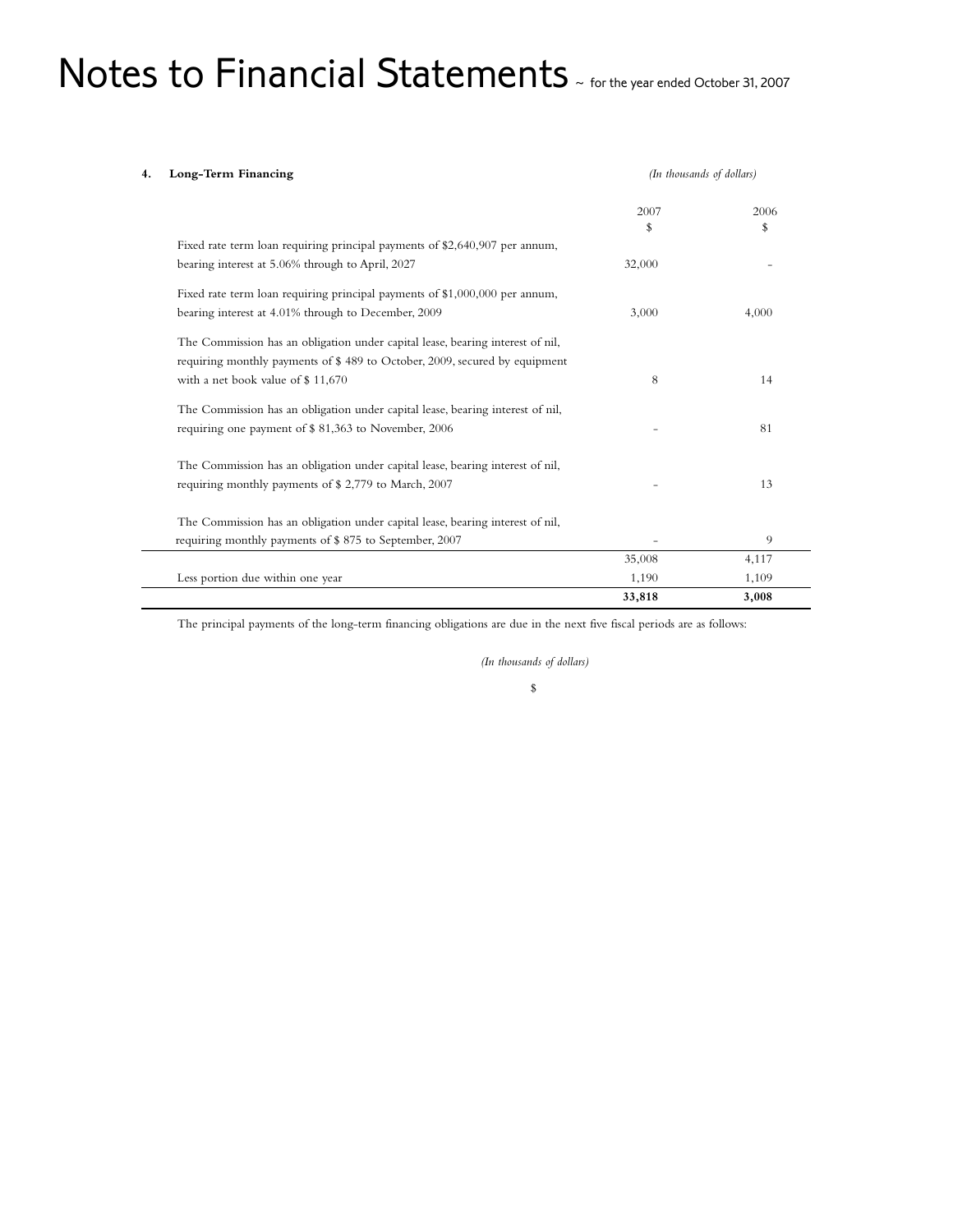# Notes to Financial Statements ~ for the year ended October 31, 2007

**4. Long-Term Financing**

*(In thousands of dollars)*

| | 2007<br>$ | 2006<br>$ |
|---|---|---|
| Fixed rate term loan requiring principal payments of $2,640,907 per annum, bearing interest at 5.06% through to April, 2027 | 32,000 | - |
| Fixed rate term loan requiring principal payments of $1,000,000 per annum, bearing interest at 4.01% through to December, 2009 | 3,000 | 4,000 |
| The Commission has an obligation under capital lease, bearing interest of nil, requiring monthly payments of $ 489 to October, 2009, secured by equipment with a net book value of $ 11,670 | 8 | 14 |
| The Commission has an obligation under capital lease, bearing interest of nil, requiring one payment of $ 81,363 to November, 2006 | - | 81 |
| The Commission has an obligation under capital lease, bearing interest of nil, requiring monthly payments of $ 2,779 to March, 2007 | - | 13 |
| The Commission has an obligation under capital lease, bearing interest of nil, requiring monthly payments of $ 875 to September, 2007 | - | 9 |
| | 35,008 | 4,117 |
| Less portion due within one year | 1,190 | 1,109 |
| | **33,818** | **3,008** |

The principal payments of the long-term financing obligations are due in the next five fiscal periods are as follows:

*(In thousands of dollars)*

$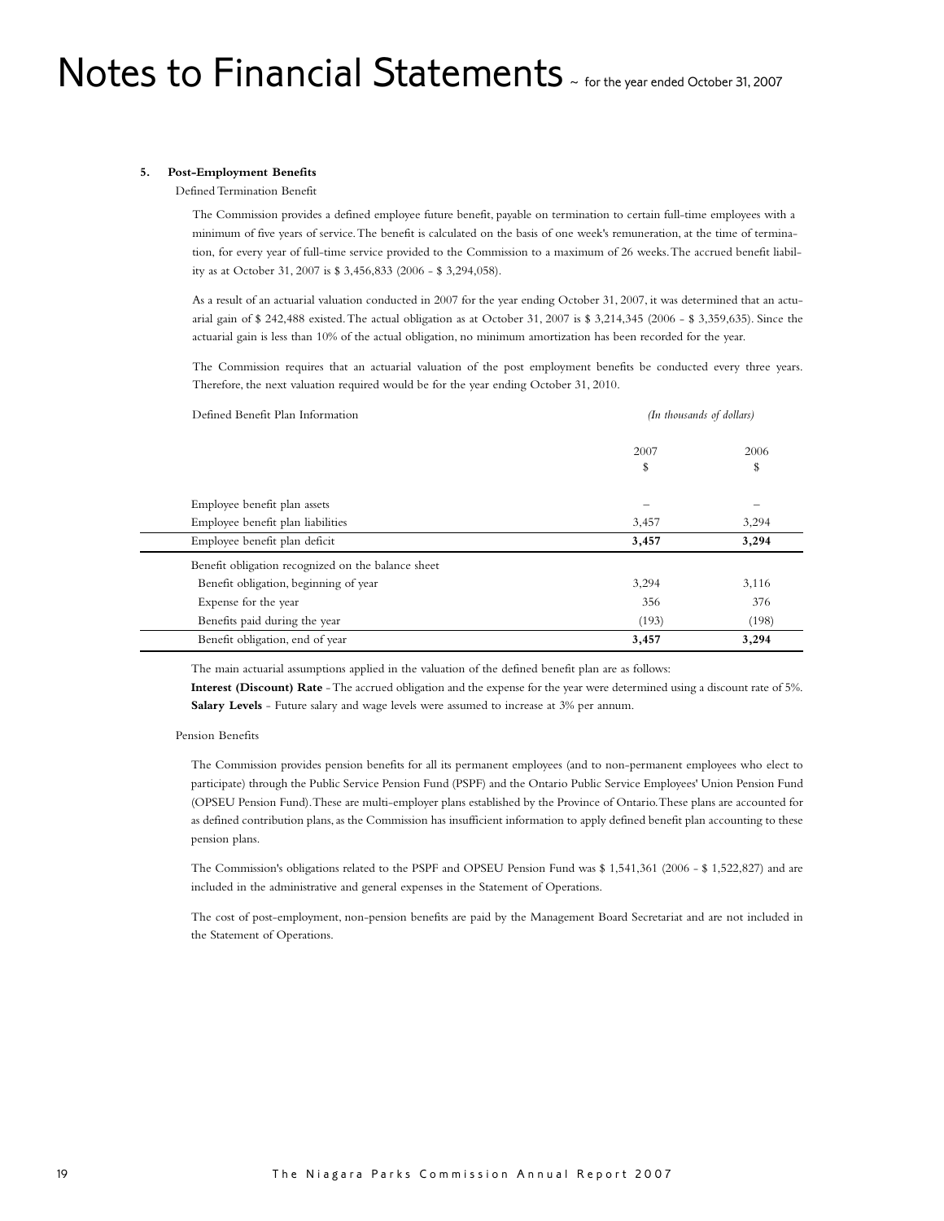# Notes to Financial Statements ~ for the year ended October 31, 2007

**5. Post-Employment Benefits**

Defined Termination Benefit

The Commission provides a defined employee future benefit, payable on termination to certain full-time employees with a minimum of five years of service. The benefit is calculated on the basis of one week's remuneration, at the time of termination, for every year of full-time service provided to the Commission to a maximum of 26 weeks. The accrued benefit liability as at October 31, 2007 is $ 3,456,833 (2006 - $ 3,294,058).

As a result of an actuarial valuation conducted in 2007 for the year ending October 31, 2007, it was determined that an actuarial gain of $ 242,488 existed. The actual obligation as at October 31, 2007 is $ 3,214,345 (2006 - $ 3,359,635). Since the actuarial gain is less than 10% of the actual obligation, no minimum amortization has been recorded for the year.

The Commission requires that an actuarial valuation of the post employment benefits be conducted every three years. Therefore, the next valuation required would be for the year ending October 31, 2010.

| Defined Benefit Plan Information | *(In thousands of dollars)* | |
|---|---|---|
| | 2007<br>$ | 2006<br>$ |
| Employee benefit plan assets | – | – |
| Employee benefit plan liabilities | 3,457 | 3,294 |
| **Employee benefit plan deficit** | **3,457** | **3,294** |
| Benefit obligation recognized on the balance sheet | | |
| Benefit obligation, beginning of year | 3,294 | 3,116 |
| Expense for the year | 356 | 376 |
| Benefits paid during the year | (193) | (198) |
| Benefit obligation, end of year | **3,457** | **3,294** |

The main actuarial assumptions applied in the valuation of the defined benefit plan are as follows:

**Interest (Discount) Rate** - The accrued obligation and the expense for the year were determined using a discount rate of 5%.
**Salary Levels** - Future salary and wage levels were assumed to increase at 3% per annum.

Pension Benefits

The Commission provides pension benefits for all its permanent employees (and to non-permanent employees who elect to participate) through the Public Service Pension Fund (PSPF) and the Ontario Public Service Employees' Union Pension Fund (OPSEU Pension Fund). These are multi-employer plans established by the Province of Ontario. These plans are accounted for as defined contribution plans, as the Commission has insufficient information to apply defined benefit plan accounting to these pension plans.

The Commission's obligations related to the PSPF and OPSEU Pension Fund was $ 1,541,361 (2006 - $ 1,522,827) and are included in the administrative and general expenses in the Statement of Operations.

The cost of post-employment, non-pension benefits are paid by the Management Board Secretariat and are not included in the Statement of Operations.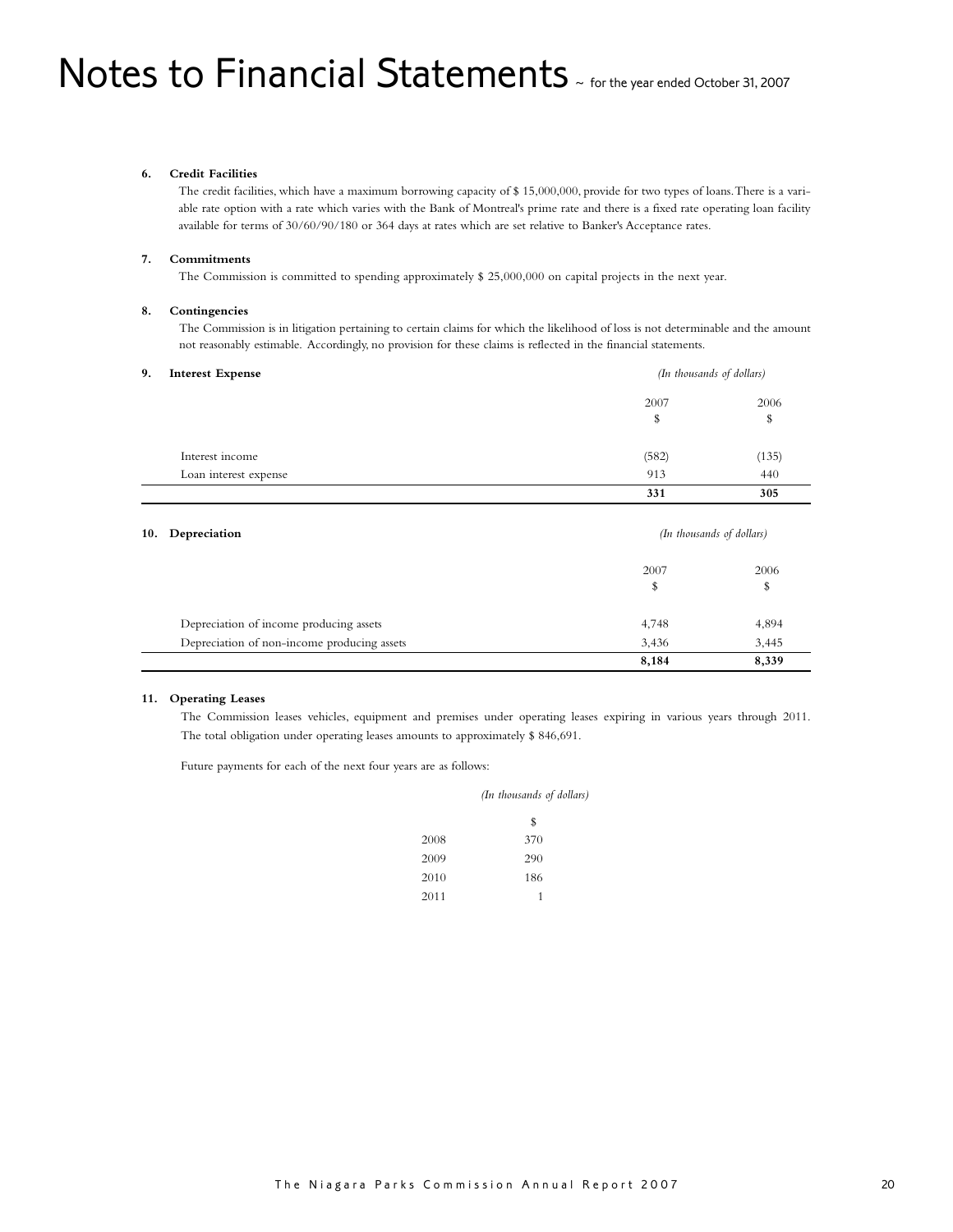# Notes to Financial Statements ~ for the year ended October 31, 2007

**6. Credit Facilities**

The credit facilities, which have a maximum borrowing capacity of $ 15,000,000, provide for two types of loans. There is a variable rate option with a rate which varies with the Bank of Montreal's prime rate and there is a fixed rate operating loan facility available for terms of 30/60/90/180 or 364 days at rates which are set relative to Banker's Acceptance rates.

**7. Commitments**

The Commission is committed to spending approximately $ 25,000,000 on capital projects in the next year.

**8. Contingencies**

The Commission is in litigation pertaining to certain claims for which the likelihood of loss is not determinable and the amount not reasonably estimable. Accordingly, no provision for these claims is reflected in the financial statements.

**9. Interest Expense**

*(In thousands of dollars)*

| | 2007<br>$ | 2006<br>$ |
|---|---|---|
| Interest income | (582) | (135) |
| Loan interest expense | 913 | 440 |
| | **331** | **305** |

**10. Depreciation**

*(In thousands of dollars)*

| | 2007<br>$ | 2006<br>$ |
|---|---|---|
| Depreciation of income producing assets | 4,748 | 4,894 |
| Depreciation of non-income producing assets | 3,436 | 3,445 |
| | **8,184** | **8,339** |

**11. Operating Leases**

The Commission leases vehicles, equipment and premises under operating leases expiring in various years through 2011. The total obligation under operating leases amounts to approximately $ 846,691.

Future payments for each of the next four years are as follows:

*(In thousands of dollars)*

| | $ |
|---|---|
| 2008 | 370 |
| 2009 | 290 |
| 2010 | 186 |
| 2011 | 1 |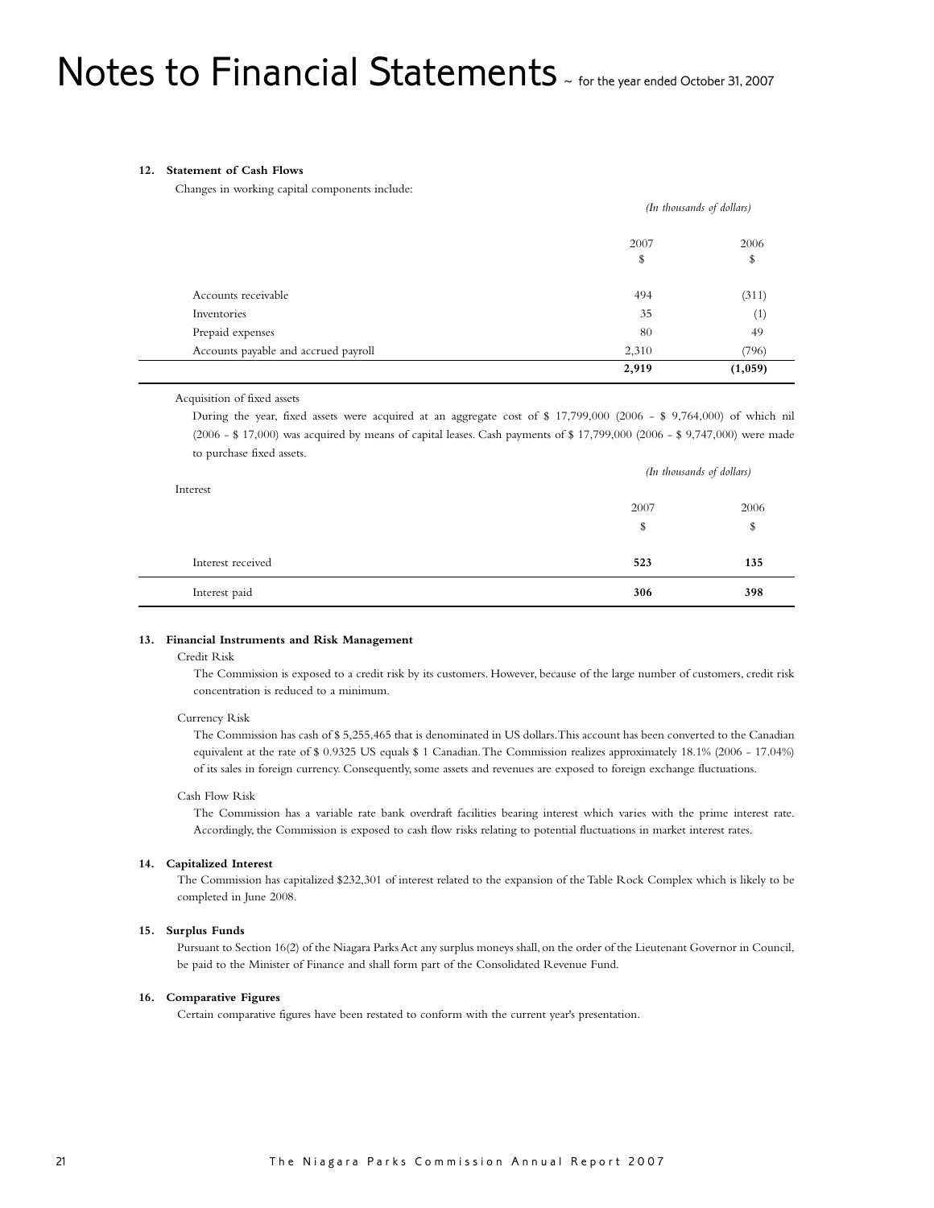# Notes to Financial Statements ~ for the year ended October 31, 2007

**12. Statement of Cash Flows**

Changes in working capital components include:

| | *(In thousands of dollars)* | |
|---|---|---|
| | 2007 | 2006 |
| | $ | $ |
| Accounts receivable | 494 | (311) |
| Inventories | 35 | (1) |
| Prepaid expenses | 80 | 49 |
| Accounts payable and accrued payroll | 2,310 | (796) |
| | **2,919** | **(1,059)** |

Acquisition of fixed assets

During the year, fixed assets were acquired at an aggregate cost of $ 17,799,000 (2006 - $ 9,764,000) of which nil (2006 - $ 17,000) was acquired by means of capital leases. Cash payments of $ 17,799,000 (2006 - $ 9,747,000) were made to purchase fixed assets.

Interest

| | *(In thousands of dollars)* | |
|---|---|---|
| | 2007 | 2006 |
| | $ | $ |
| Interest received | **523** | **135** |
| Interest paid | **306** | **398** |

**13. Financial Instruments and Risk Management**

Credit Risk

The Commission is exposed to a credit risk by its customers. However, because of the large number of customers, credit risk concentration is reduced to a minimum.

Currency Risk

The Commission has cash of $ 5,255,465 that is denominated in US dollars. This account has been converted to the Canadian equivalent at the rate of $ 0.9325 US equals $ 1 Canadian. The Commission realizes approximately 18.1% (2006 - 17.04%) of its sales in foreign currency. Consequently, some assets and revenues are exposed to foreign exchange fluctuations.

Cash Flow Risk

The Commission has a variable rate bank overdraft facilities bearing interest which varies with the prime interest rate. Accordingly, the Commission is exposed to cash flow risks relating to potential fluctuations in market interest rates.

**14. Capitalized Interest**

The Commission has capitalized $232,301 of interest related to the expansion of the Table Rock Complex which is likely to be completed in June 2008.

**15. Surplus Funds**

Pursuant to Section 16(2) of the Niagara Parks Act any surplus moneys shall, on the order of the Lieutenant Governor in Council, be paid to the Minister of Finance and shall form part of the Consolidated Revenue Fund.

**16. Comparative Figures**

Certain comparative figures have been restated to conform with the current year's presentation.